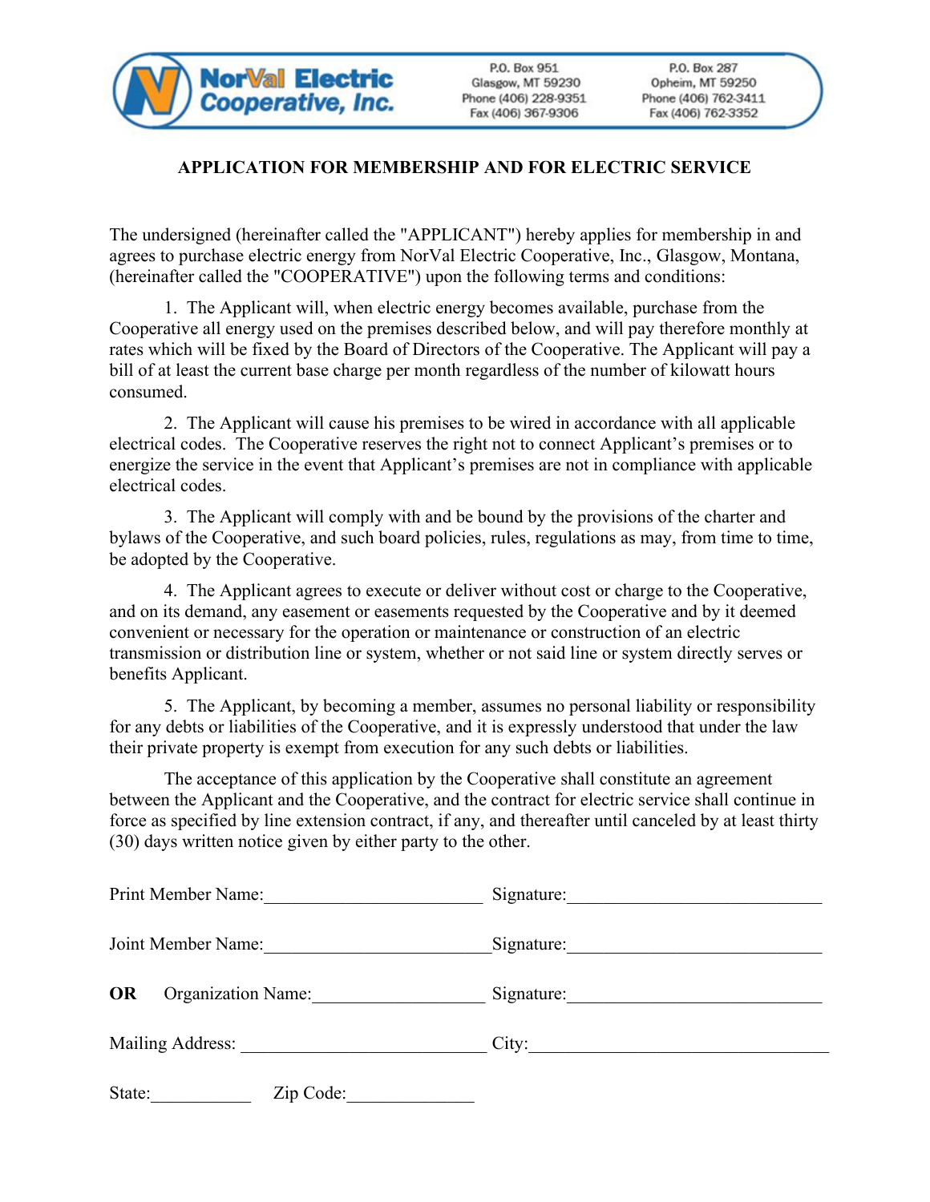NorVal Electric Cooperative, Inc.

P.O. Box 951
Glasgow, MT 59230
Phone (406) 228-9351
Fax (406) 367-9306

P.O. Box 287
Opheim, MT 59250
Phone (406) 762-3411
Fax (406) 762-3352

## APPLICATION FOR MEMBERSHIP AND FOR ELECTRIC SERVICE

The undersigned (hereinafter called the "APPLICANT") hereby applies for membership in and agrees to purchase electric energy from NorVal Electric Cooperative, Inc., Glasgow, Montana, (hereinafter called the "COOPERATIVE") upon the following terms and conditions:

1. The Applicant will, when electric energy becomes available, purchase from the Cooperative all energy used on the premises described below, and will pay therefore monthly at rates which will be fixed by the Board of Directors of the Cooperative. The Applicant will pay a bill of at least the current base charge per month regardless of the number of kilowatt hours consumed.

2. The Applicant will cause his premises to be wired in accordance with all applicable electrical codes. The Cooperative reserves the right not to connect Applicant's premises or to energize the service in the event that Applicant's premises are not in compliance with applicable electrical codes.

3. The Applicant will comply with and be bound by the provisions of the charter and bylaws of the Cooperative, and such board policies, rules, regulations as may, from time to time, be adopted by the Cooperative.

4. The Applicant agrees to execute or deliver without cost or charge to the Cooperative, and on its demand, any easement or easements requested by the Cooperative and by it deemed convenient or necessary for the operation or maintenance or construction of an electric transmission or distribution line or system, whether or not said line or system directly serves or benefits Applicant.

5. The Applicant, by becoming a member, assumes no personal liability or responsibility for any debts or liabilities of the Cooperative, and it is expressly understood that under the law their private property is exempt from execution for any such debts or liabilities.

The acceptance of this application by the Cooperative shall constitute an agreement between the Applicant and the Cooperative, and the contract for electric service shall continue in force as specified by line extension contract, if any, and thereafter until canceled by at least thirty (30) days written notice given by either party to the other.

Print Member Name:________________________ Signature:____________________________

Joint Member Name:________________________ Signature:____________________________

**OR** Organization Name:__________________ Signature:____________________________

Mailing Address: ___________________________ City:_________________________________

State:___________ Zip Code:______________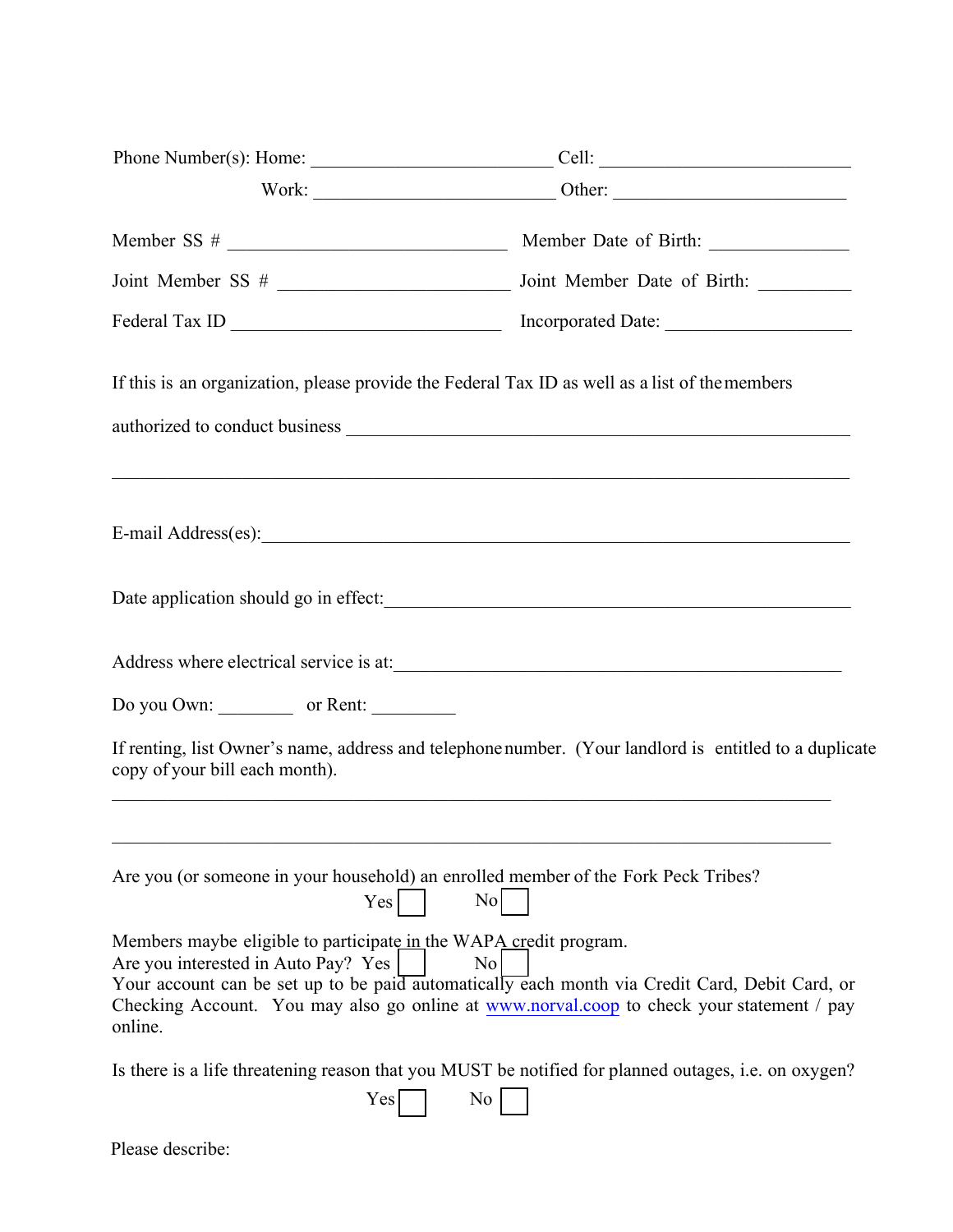Phone Number(s): Home: ____________________________ Cell: ____________________________

Work: ____________________________ Other: ____________________________

Member SS # ________________________________ Member Date of Birth: ________________

Joint Member SS # __________________________ Joint Member Date of Birth: ___________

Federal Tax ID ______________________________ Incorporated Date: ____________________

If this is an organization, please provide the Federal Tax ID as well as a list of the members authorized to conduct business ________________________________________________________________

______________________________________________________________________________

E-mail Address(es):____________________________________________________________

Date application should go in effect:____________________________________________________

Address where electrical service is at:__________________________________________________

Do you Own: _________ or Rent: __________

If renting, list Owner's name, address and telephone number. (Your landlord is entitled to a duplicate copy of your bill each month).

______________________________________________________________________________

______________________________________________________________________________

Are you (or someone in your household) an enrolled member of the Fork Peck Tribes?

Yes ☐ No ☐

Members maybe eligible to participate in the WAPA credit program.
Are you interested in Auto Pay? Yes ☐ No ☐
Your account can be set up to be paid automatically each month via Credit Card, Debit Card, or Checking Account. You may also go online at [www.norval.coop](www.norval.coop) to check your statement / pay online.

Is there is a life threatening reason that you MUST be notified for planned outages, i.e. on oxygen?

Yes ☐ No ☐

Please describe: